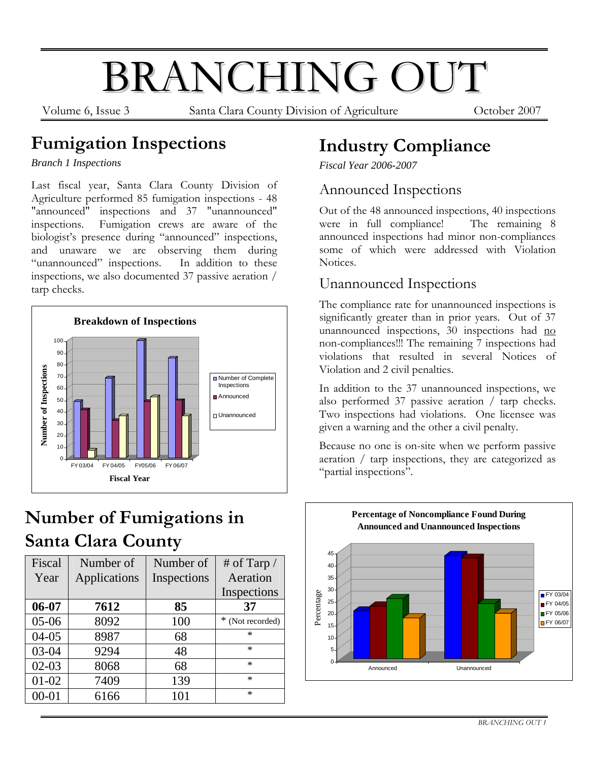# BRANCHING OUT

Volume 6, Issue 3 — Santa Clara County Division of Agriculture — October 2007

## Fumigation Inspections

*Branch 1 Inspections*

Last fiscal year, Santa Clara County Division of Agriculture performed 85 fumigation inspections - 48 "announced" inspections and 37 "unannounced" inspections. Fumigation crews are aware of the biologist's presence during "announced" inspections, and unaware we are observing them during "unannounced" inspections. In addition to these inspections, we also documented 37 passive aeration / tarp checks.

## Number of Fumigations in Santa Clara County

| Fiscal Year | Number of Applications | Number of Inspections | # of Tarp / Aeration Inspections |
|---|---|---|---|
| **06-07** | **7612** | **85** | **37** |
| 05-06 | 8092 | 100 | * (Not recorded) |
| 04-05 | 8987 | 68 | * |
| 03-04 | 9294 | 48 | * |
| 02-03 | 8068 | 68 | * |
| 01-02 | 7409 | 139 | * |
| 00-01 | 6166 | 101 | * |

## Industry Compliance

*Fiscal Year 2006-2007*

### Announced Inspections

Out of the 48 announced inspections, 40 inspections were in full compliance! The remaining 8 announced inspections had minor non-compliances some of which were addressed with Violation Notices.

### Unannounced Inspections

The compliance rate for unannounced inspections is significantly greater than in prior years. Out of 37 unannounced inspections, 30 inspections had no non-compliances!!! The remaining 7 inspections had violations that resulted in several Notices of Violation and 2 civil penalties.

In addition to the 37 unannounced inspections, we also performed 37 passive aeration / tarp checks. Two inspections had violations. One licensee was given a warning and the other a civil penalty.

Because no one is on-site when we perform passive aeration / tarp inspections, they are categorized as "partial inspections".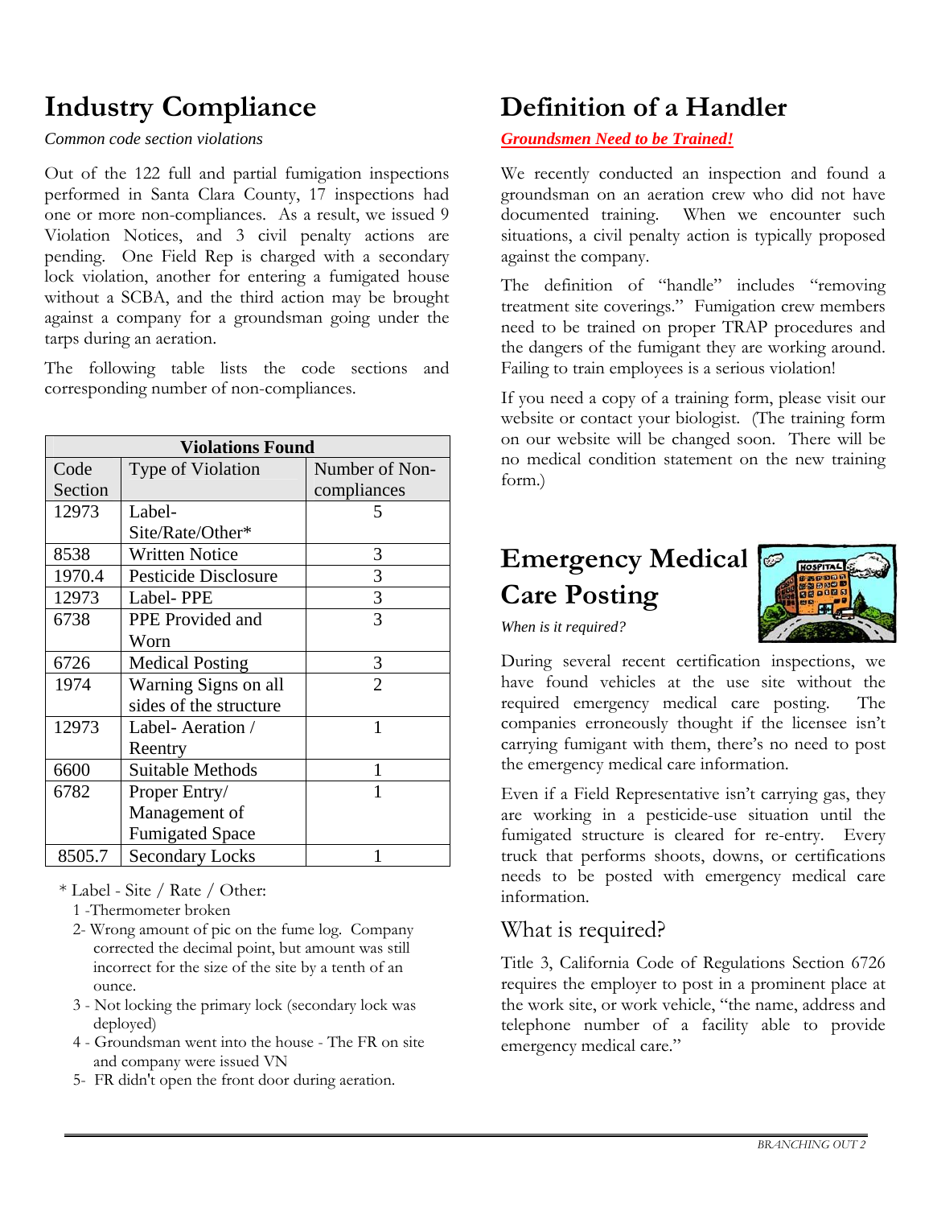# Industry Compliance

*Common code section violations*

Out of the 122 full and partial fumigation inspections performed in Santa Clara County, 17 inspections had one or more non-compliances. As a result, we issued 9 Violation Notices, and 3 civil penalty actions are pending. One Field Rep is charged with a secondary lock violation, another for entering a fumigated house without a SCBA, and the third action may be brought against a company for a groundsman going under the tarps during an aeration.

The following table lists the code sections and corresponding number of non-compliances.

| Violations Found | | |
|---|---|---|
| Code Section | Type of Violation | Number of Non-compliances |
| 12973 | Label-Site/Rate/Other* | 5 |
| 8538 | Written Notice | 3 |
| 1970.4 | Pesticide Disclosure | 3 |
| 12973 | Label- PPE | 3 |
| 6738 | PPE Provided and Worn | 3 |
| 6726 | Medical Posting | 3 |
| 1974 | Warning Signs on all sides of the structure | 2 |
| 12973 | Label- Aeration / Reentry | 1 |
| 6600 | Suitable Methods | 1 |
| 6782 | Proper Entry/ Management of Fumigated Space | 1 |
| 8505.7 | Secondary Locks | 1 |

\* Label - Site / Rate / Other:

1 -Thermometer broken

2- Wrong amount of pic on the fume log. Company corrected the decimal point, but amount was still incorrect for the size of the site by a tenth of an ounce.

3 - Not locking the primary lock (secondary lock was deployed)

4 - Groundsman went into the house - The FR on site and company were issued VN

5- FR didn't open the front door during aeration.

# Definition of a Handler

***Groundsmen Need to be Trained!***

We recently conducted an inspection and found a groundsman on an aeration crew who did not have documented training. When we encounter such situations, a civil penalty action is typically proposed against the company.

The definition of "handle" includes "removing treatment site coverings." Fumigation crew members need to be trained on proper TRAP procedures and the dangers of the fumigant they are working around. Failing to train employees is a serious violation!

If you need a copy of a training form, please visit our website or contact your biologist. (The training form on our website will be changed soon. There will be no medical condition statement on the new training form.)

# Emergency Medical Care Posting

*When is it required?*

During several recent certification inspections, we have found vehicles at the use site without the required emergency medical care posting. The companies erroneously thought if the licensee isn't carrying fumigant with them, there's no need to post the emergency medical care information.

Even if a Field Representative isn't carrying gas, they are working in a pesticide-use situation until the fumigated structure is cleared for re-entry. Every truck that performs shoots, downs, or certifications needs to be posted with emergency medical care information.

## What is required?

Title 3, California Code of Regulations Section 6726 requires the employer to post in a prominent place at the work site, or work vehicle, "the name, address and telephone number of a facility able to provide emergency medical care."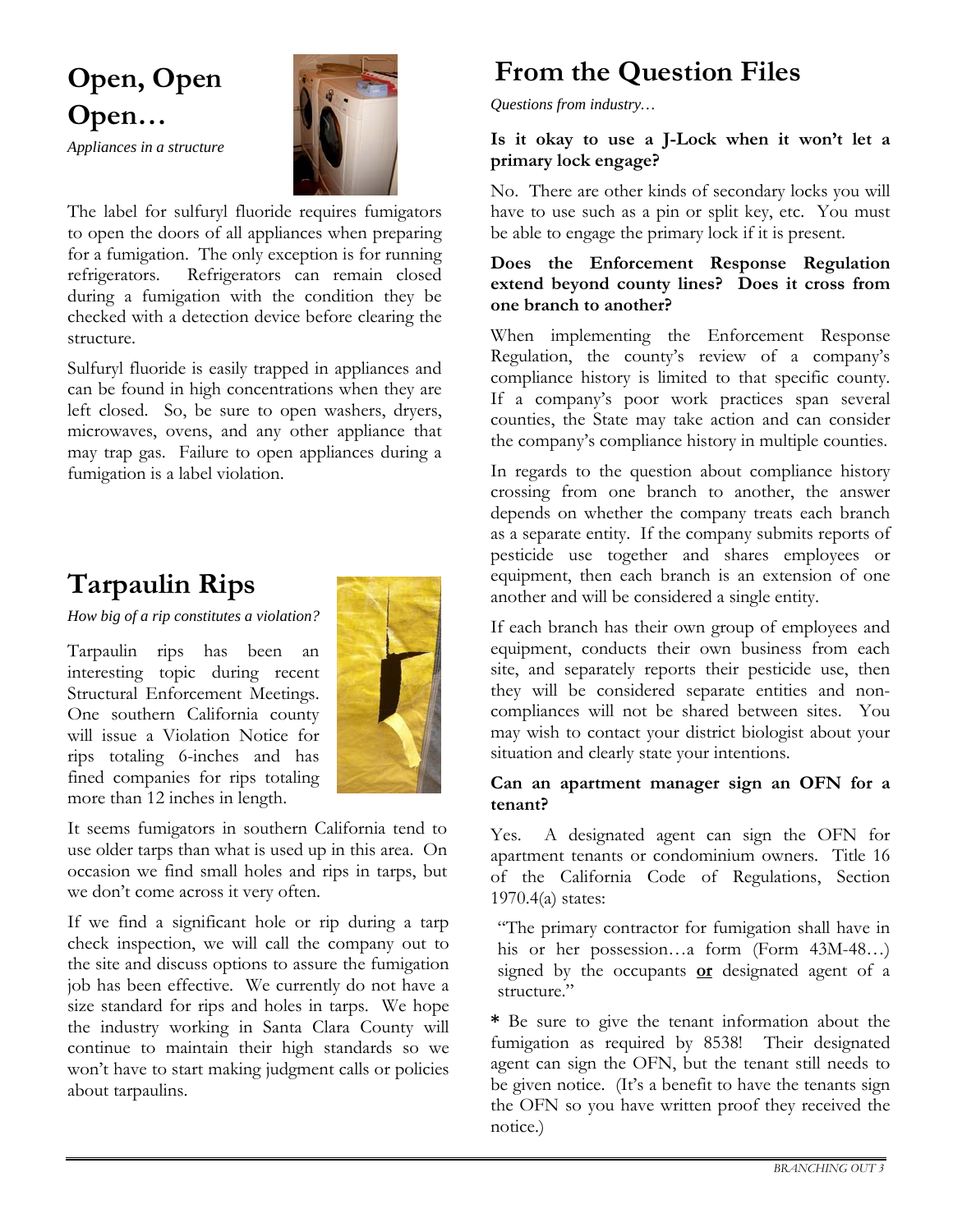## Open, Open Open…

*Appliances in a structure*

The label for sulfuryl fluoride requires fumigators to open the doors of all appliances when preparing for a fumigation. The only exception is for running refrigerators. Refrigerators can remain closed during a fumigation with the condition they be checked with a detection device before clearing the structure.

Sulfuryl fluoride is easily trapped in appliances and can be found in high concentrations when they are left closed. So, be sure to open washers, dryers, microwaves, ovens, and any other appliance that may trap gas. Failure to open appliances during a fumigation is a label violation.

## Tarpaulin Rips

*How big of a rip constitutes a violation?*

Tarpaulin rips has been an interesting topic during recent Structural Enforcement Meetings. One southern California county will issue a Violation Notice for rips totaling 6-inches and has fined companies for rips totaling more than 12 inches in length.

It seems fumigators in southern California tend to use older tarps than what is used up in this area. On occasion we find small holes and rips in tarps, but we don't come across it very often.

If we find a significant hole or rip during a tarp check inspection, we will call the company out to the site and discuss options to assure the fumigation job has been effective. We currently do not have a size standard for rips and holes in tarps. We hope the industry working in Santa Clara County will continue to maintain their high standards so we won't have to start making judgment calls or policies about tarpaulins.

## From the Question Files

*Questions from industry…*

**Is it okay to use a J-Lock when it won't let a primary lock engage?**

No. There are other kinds of secondary locks you will have to use such as a pin or split key, etc. You must be able to engage the primary lock if it is present.

**Does the Enforcement Response Regulation extend beyond county lines? Does it cross from one branch to another?**

When implementing the Enforcement Response Regulation, the county's review of a company's compliance history is limited to that specific county. If a company's poor work practices span several counties, the State may take action and can consider the company's compliance history in multiple counties.

In regards to the question about compliance history crossing from one branch to another, the answer depends on whether the company treats each branch as a separate entity. If the company submits reports of pesticide use together and shares employees or equipment, then each branch is an extension of one another and will be considered a single entity.

If each branch has their own group of employees and equipment, conducts their own business from each site, and separately reports their pesticide use, then they will be considered separate entities and non-compliances will not be shared between sites. You may wish to contact your district biologist about your situation and clearly state your intentions.

**Can an apartment manager sign an OFN for a tenant?**

Yes. A designated agent can sign the OFN for apartment tenants or condominium owners. Title 16 of the California Code of Regulations, Section 1970.4(a) states:

> "The primary contractor for fumigation shall have in his or her possession…a form (Form 43M-48…) signed by the occupants **or** designated agent of a structure."

**\*** Be sure to give the tenant information about the fumigation as required by 8538! Their designated agent can sign the OFN, but the tenant still needs to be given notice. (It's a benefit to have the tenants sign the OFN so you have written proof they received the notice.)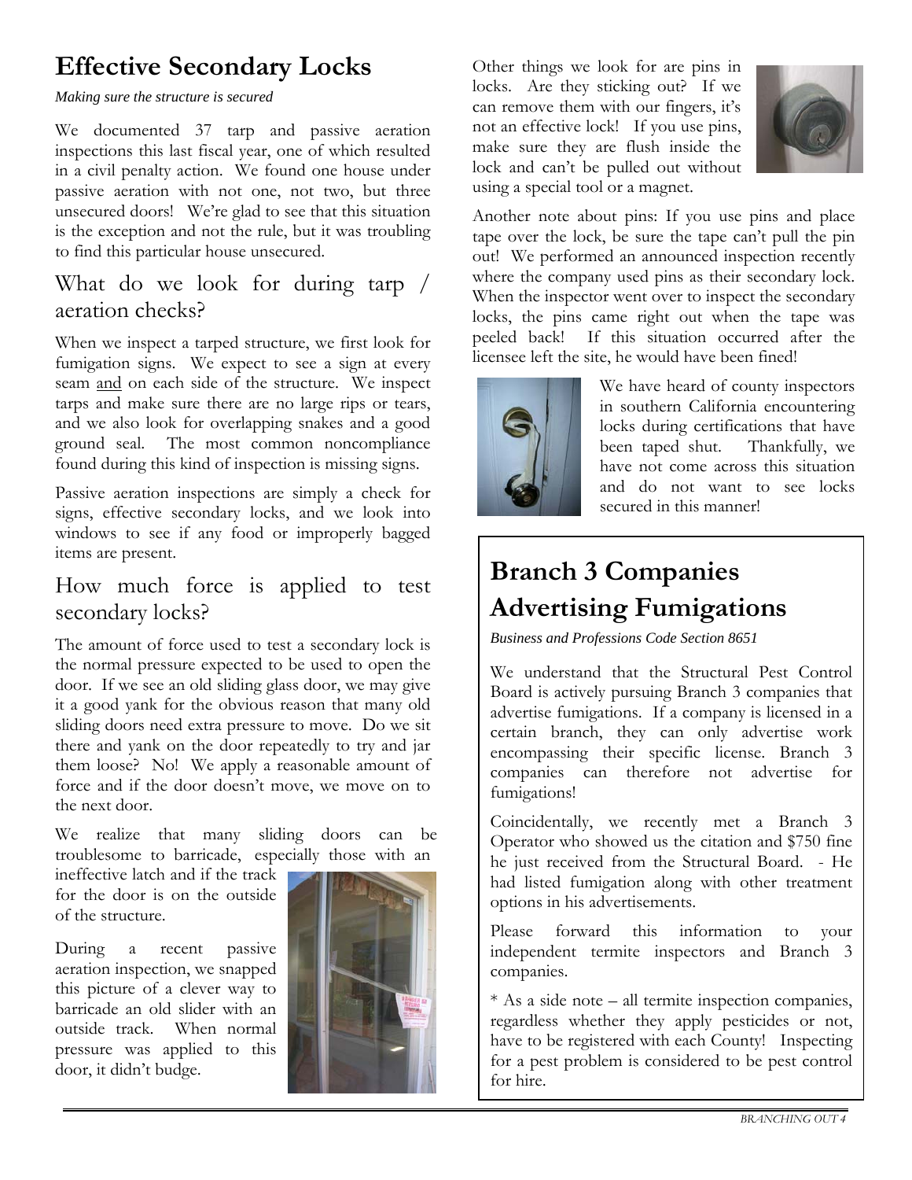# Effective Secondary Locks

*Making sure the structure is secured*

We documented 37 tarp and passive aeration inspections this last fiscal year, one of which resulted in a civil penalty action. We found one house under passive aeration with not one, not two, but three unsecured doors! We're glad to see that this situation is the exception and not the rule, but it was troubling to find this particular house unsecured.

## What do we look for during tarp / aeration checks?

When we inspect a tarped structure, we first look for fumigation signs. We expect to see a sign at every seam and on each side of the structure. We inspect tarps and make sure there are no large rips or tears, and we also look for overlapping snakes and a good ground seal. The most common noncompliance found during this kind of inspection is missing signs.

Passive aeration inspections are simply a check for signs, effective secondary locks, and we look into windows to see if any food or improperly bagged items are present.

## How much force is applied to test secondary locks?

The amount of force used to test a secondary lock is the normal pressure expected to be used to open the door. If we see an old sliding glass door, we may give it a good yank for the obvious reason that many old sliding doors need extra pressure to move. Do we sit there and yank on the door repeatedly to try and jar them loose? No! We apply a reasonable amount of force and if the door doesn't move, we move on to the next door.

We realize that many sliding doors can be troublesome to barricade, especially those with an ineffective latch and if the track for the door is on the outside of the structure.

During a recent passive aeration inspection, we snapped this picture of a clever way to barricade an old slider with an outside track. When normal pressure was applied to this door, it didn't budge.

Other things we look for are pins in locks. Are they sticking out? If we can remove them with our fingers, it's not an effective lock! If you use pins, make sure they are flush inside the lock and can't be pulled out without using a special tool or a magnet.

Another note about pins: If you use pins and place tape over the lock, be sure the tape can't pull the pin out! We performed an announced inspection recently where the company used pins as their secondary lock. When the inspector went over to inspect the secondary locks, the pins came right out when the tape was peeled back! If this situation occurred after the licensee left the site, he would have been fined!

We have heard of county inspectors in southern California encountering locks during certifications that have been taped shut. Thankfully, we have not come across this situation and do not want to see locks secured in this manner!

# Branch 3 Companies Advertising Fumigations

*Business and Professions Code Section 8651*

We understand that the Structural Pest Control Board is actively pursuing Branch 3 companies that advertise fumigations. If a company is licensed in a certain branch, they can only advertise work encompassing their specific license. Branch 3 companies can therefore not advertise for fumigations!

Coincidentally, we recently met a Branch 3 Operator who showed us the citation and $750 fine he just received from the Structural Board. - He had listed fumigation along with other treatment options in his advertisements.

Please forward this information to your independent termite inspectors and Branch 3 companies.

* As a side note – all termite inspection companies, regardless whether they apply pesticides or not, have to be registered with each County! Inspecting for a pest problem is considered to be pest control for hire.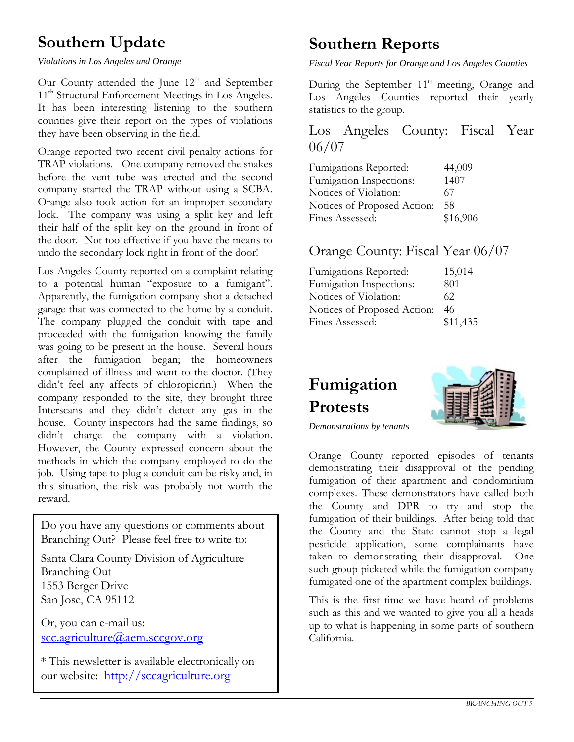## Southern Update

*Violations in Los Angeles and Orange*

Our County attended the June 12th and September 11th Structural Enforcement Meetings in Los Angeles. It has been interesting listening to the southern counties give their report on the types of violations they have been observing in the field.

Orange reported two recent civil penalty actions for TRAP violations. One company removed the snakes before the vent tube was erected and the second company started the TRAP without using a SCBA. Orange also took action for an improper secondary lock. The company was using a split key and left their half of the split key on the ground in front of the door. Not too effective if you have the means to undo the secondary lock right in front of the door!

Los Angeles County reported on a complaint relating to a potential human "exposure to a fumigant". Apparently, the fumigation company shot a detached garage that was connected to the home by a conduit. The company plugged the conduit with tape and proceeded with the fumigation knowing the family was going to be present in the house. Several hours after the fumigation began; the homeowners complained of illness and went to the doctor. (They didn't feel any affects of chloropicrin.) When the company responded to the site, they brought three Interscans and they didn't detect any gas in the house. County inspectors had the same findings, so didn't charge the company with a violation. However, the County expressed concern about the methods in which the company employed to do the job. Using tape to plug a conduit can be risky and, in this situation, the risk was probably not worth the reward.

Do you have any questions or comments about Branching Out? Please feel free to write to:

Santa Clara County Division of Agriculture
Branching Out
1553 Berger Drive
San Jose, CA 95112

Or, you can e-mail us:
scc.agriculture@aem.sccgov.org

* This newsletter is available electronically on our website: http://sccagriculture.org

## Southern Reports

*Fiscal Year Reports for Orange and Los Angeles Counties*

During the September 11th meeting, Orange and Los Angeles Counties reported their yearly statistics to the group.

### Los Angeles County: Fiscal Year 06/07

| | |
|---|---|
| Fumigations Reported: | 44,009 |
| Fumigation Inspections: | 1407 |
| Notices of Violation: | 67 |
| Notices of Proposed Action: | 58 |
| Fines Assessed: | $16,906 |

### Orange County: Fiscal Year 06/07

| | |
|---|---|
| Fumigations Reported: | 15,014 |
| Fumigation Inspections: | 801 |
| Notices of Violation: | 62 |
| Notices of Proposed Action: | 46 |
| Fines Assessed: | $11,435 |

## Fumigation Protests

*Demonstrations by tenants*

Orange County reported episodes of tenants demonstrating their disapproval of the pending fumigation of their apartment and condominium complexes. These demonstrators have called both the County and DPR to try and stop the fumigation of their buildings. After being told that the County and the State cannot stop a legal pesticide application, some complainants have taken to demonstrating their disapproval. One such group picketed while the fumigation company fumigated one of the apartment complex buildings.

This is the first time we have heard of problems such as this and we wanted to give you all a heads up to what is happening in some parts of southern California.